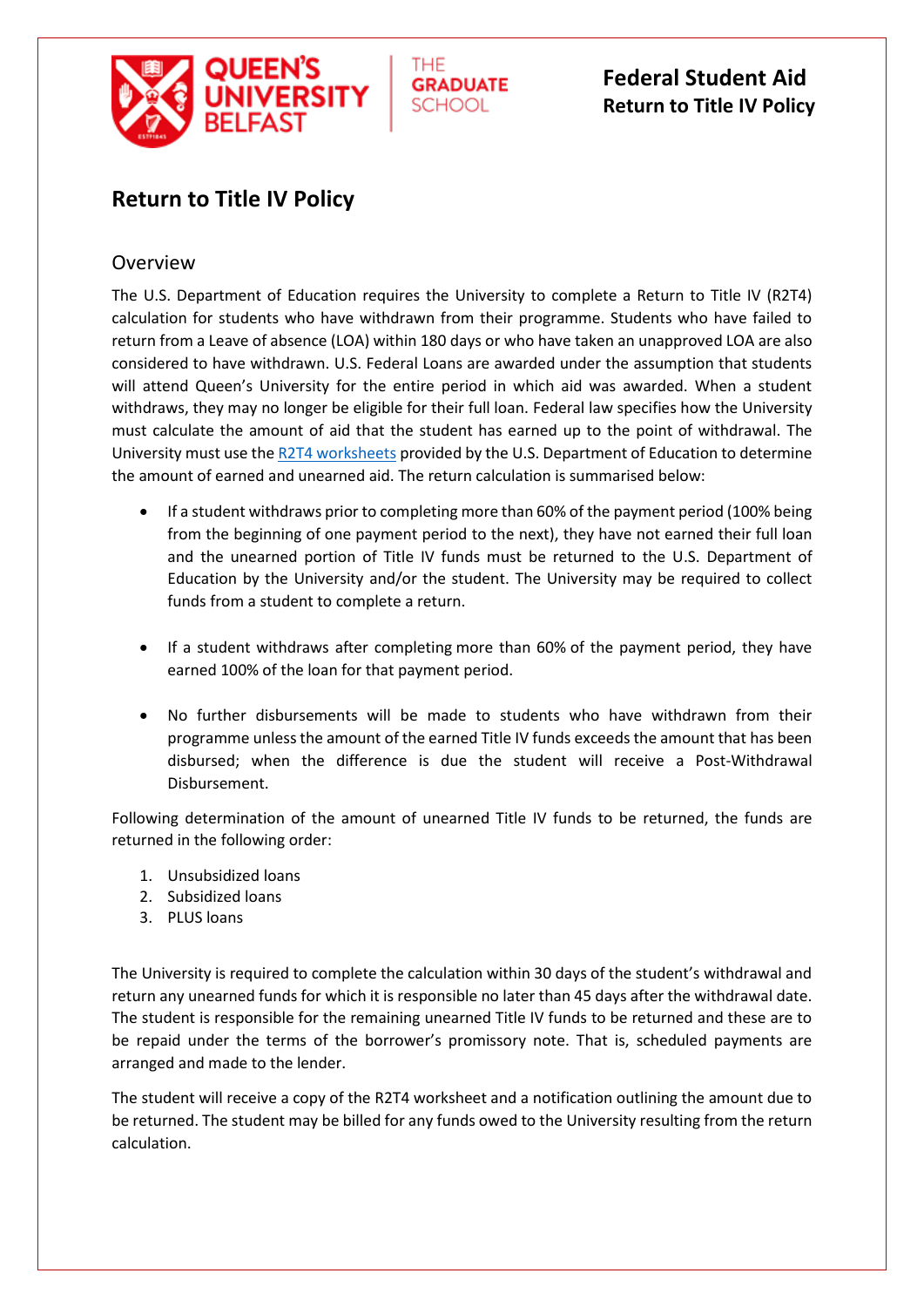# Return to Title IV Policy

## Overview

The U.S. Department of Education requires the University to complete a Return to Title IV (R2T4) calculation for students who have withdrawn from their programme. Students who have failed to return from a Leave of absence (LOA) within 180 days or who have taken an unapproved LOA are also considered to have withdrawn. U.S. Federal Loans are awarded under the assumption that students will attend Queen's University for the entire period in which aid was awarded. When a student withdraws, they may no longer be eligible for their full loan. Federal law specifies how the University must calculate the amount of aid that the student has earned up to the point of withdrawal. The University must use the R2T4 worksheets provided by the U.S. Department of Education to determine the amount of earned and unearned aid. The return calculation is summarised below:

- If a student withdraws prior to completing more than 60% of the payment period (100% being from the beginning of one payment period to the next), they have not earned their full loan and the unearned portion of Title IV funds must be returned to the U.S. Department of Education by the University and/or the student. The University may be required to collect funds from a student to complete a return.
- If a student withdraws after completing more than 60% of the payment period, they have earned 100% of the loan for that payment period.
- No further disbursements will be made to students who have withdrawn from their programme unless the amount of the earned Title IV funds exceeds the amount that has been disbursed; when the difference is due the student will receive a Post-Withdrawal Disbursement.

Following determination of the amount of unearned Title IV funds to be returned, the funds are returned in the following order:

1. Unsubsidized loans
2. Subsidized loans
3. PLUS loans

The University is required to complete the calculation within 30 days of the student's withdrawal and return any unearned funds for which it is responsible no later than 45 days after the withdrawal date. The student is responsible for the remaining unearned Title IV funds to be returned and these are to be repaid under the terms of the borrower's promissory note. That is, scheduled payments are arranged and made to the lender.

The student will receive a copy of the R2T4 worksheet and a notification outlining the amount due to be returned. The student may be billed for any funds owed to the University resulting from the return calculation.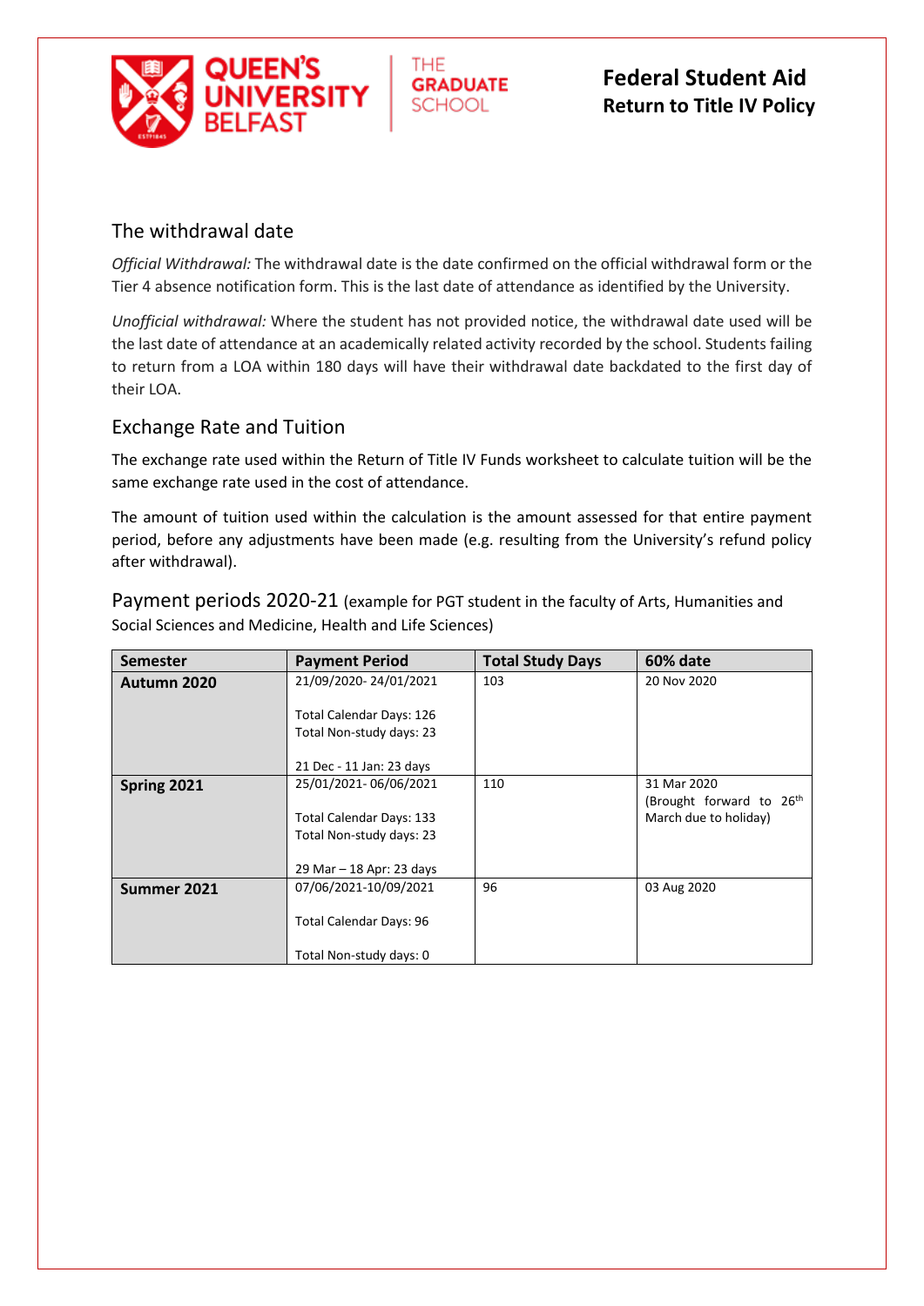## The withdrawal date

*Official Withdrawal:* The withdrawal date is the date confirmed on the official withdrawal form or the Tier 4 absence notification form. This is the last date of attendance as identified by the University.

*Unofficial withdrawal:* Where the student has not provided notice, the withdrawal date used will be the last date of attendance at an academically related activity recorded by the school. Students failing to return from a LOA within 180 days will have their withdrawal date backdated to the first day of their LOA.

## Exchange Rate and Tuition

The exchange rate used within the Return of Title IV Funds worksheet to calculate tuition will be the same exchange rate used in the cost of attendance.

The amount of tuition used within the calculation is the amount assessed for that entire payment period, before any adjustments have been made (e.g. resulting from the University's refund policy after withdrawal).

## Payment periods 2020-21 (example for PGT student in the faculty of Arts, Humanities and Social Sciences and Medicine, Health and Life Sciences)

| Semester | Payment Period | Total Study Days | 60% date |
|---|---|---|---|
| **Autumn 2020** | 21/09/2020- 24/01/2021<br><br>Total Calendar Days: 126<br>Total Non-study days: 23<br><br>21 Dec - 11 Jan: 23 days | 103 | 20 Nov 2020 |
| **Spring 2021** | 25/01/2021- 06/06/2021<br><br>Total Calendar Days: 133<br>Total Non-study days: 23<br><br>29 Mar – 18 Apr: 23 days | 110 | 31 Mar 2020<br>(Brought forward to 26th March due to holiday) |
| **Summer 2021** | 07/06/2021-10/09/2021<br><br>Total Calendar Days: 96<br><br>Total Non-study days: 0 | 96 | 03 Aug 2020 |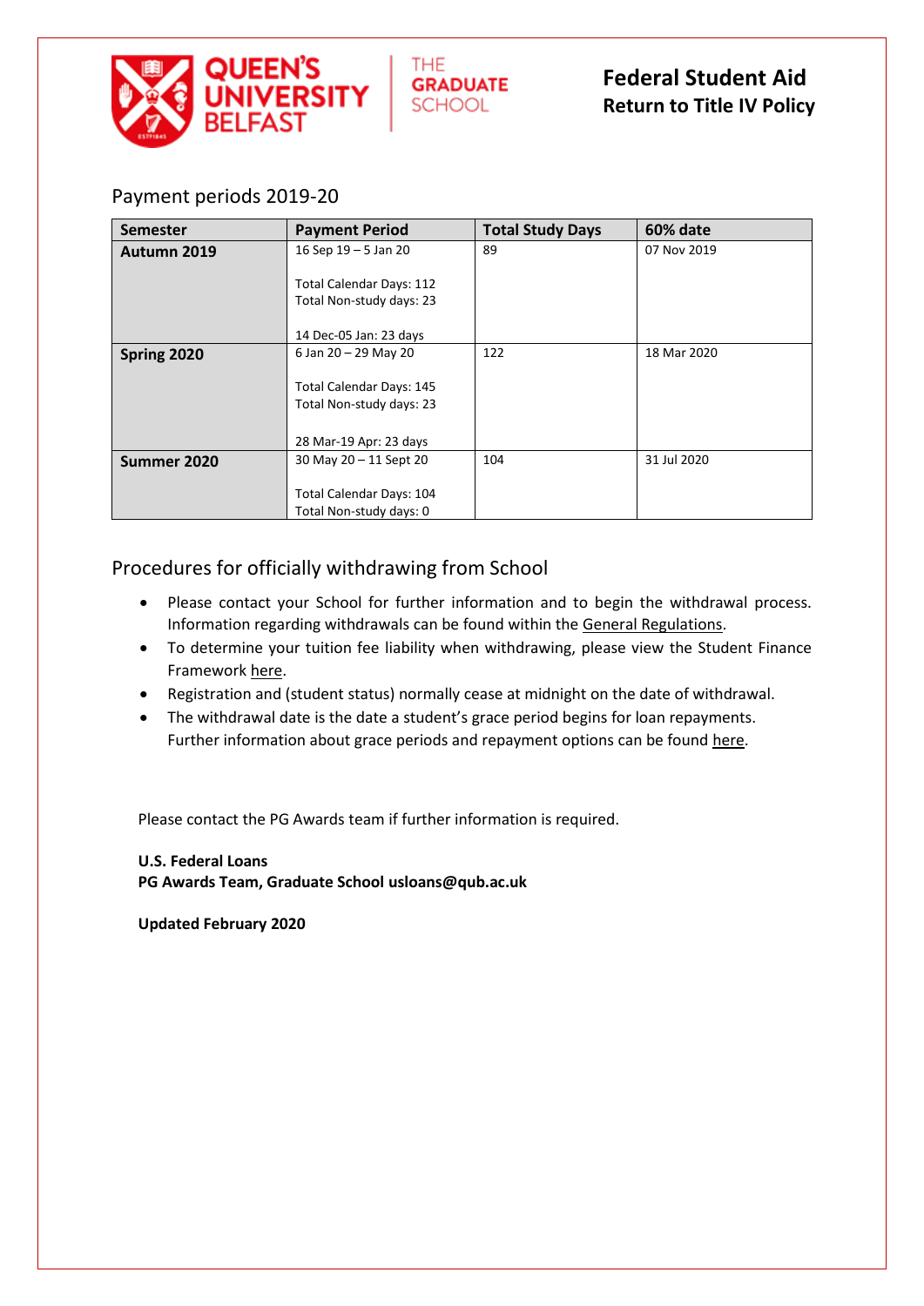## Payment periods 2019-20

| Semester | Payment Period | Total Study Days | 60% date |
|---|---|---|---|
| **Autumn 2019** | 16 Sep 19 – 5 Jan 20<br><br>Total Calendar Days: 112<br>Total Non-study days: 23<br><br>14 Dec-05 Jan: 23 days | 89 | 07 Nov 2019 |
| **Spring 2020** | 6 Jan 20 – 29 May 20<br><br>Total Calendar Days: 145<br>Total Non-study days: 23<br><br>28 Mar-19 Apr: 23 days | 122 | 18 Mar 2020 |
| **Summer 2020** | 30 May 20 – 11 Sept 20<br><br>Total Calendar Days: 104<br>Total Non-study days: 0 | 104 | 31 Jul 2020 |

## Procedures for officially withdrawing from School

- Please contact your School for further information and to begin the withdrawal process. Information regarding withdrawals can be found within the General Regulations.
- To determine your tuition fee liability when withdrawing, please view the Student Finance Framework here.
- Registration and (student status) normally cease at midnight on the date of withdrawal.
- The withdrawal date is the date a student's grace period begins for loan repayments. Further information about grace periods and repayment options can be found here.

Please contact the PG Awards team if further information is required.

**U.S. Federal Loans**
**PG Awards Team, Graduate School usloans@qub.ac.uk**

**Updated February 2020**